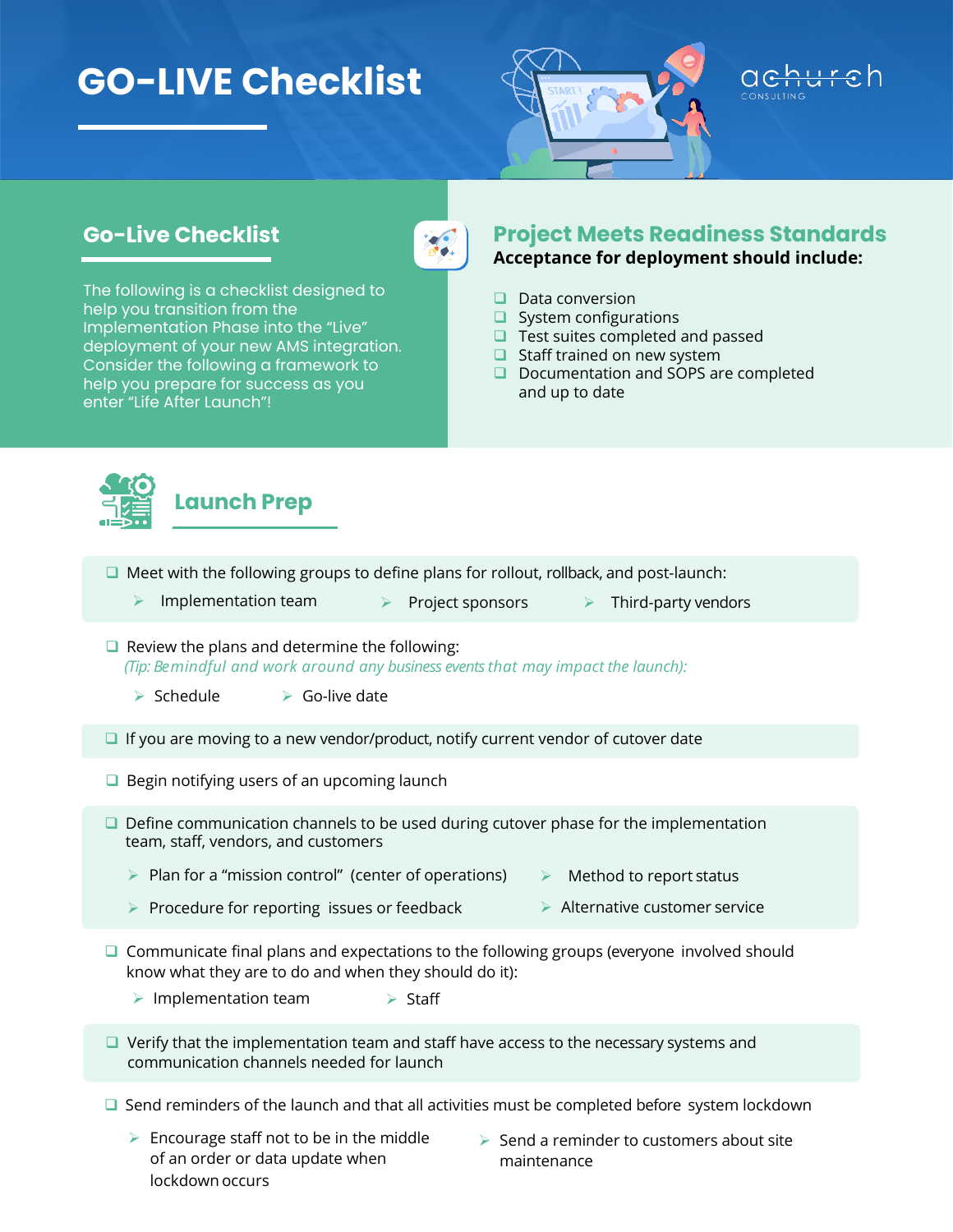# GO-LIVE Checklist

## Go-Live Checklist

The following is a checklist designed to help you transition from the Implementation Phase into the "Live" deployment of your new AMS integration. Consider the following a framework to help you prepare for success as you enter "Life After Launch"!

## Project Meets Readiness Standards

**Acceptance for deployment should include:**

- ❑ Data conversion
- ❑ System configurations
- ❑ Test suites completed and passed
- ❑ Staff trained on new system
- ❑ Documentation and SOPS are completed and up to date

## Launch Prep

- ❑ Meet with the following groups to define plans for rollout, rollback, and post-launch:
  - Implementation team
  - Project sponsors
  - Third-party vendors
- ❑ Review the plans and determine the following:
  *(Tip: Be mindful and work around any business events that may impact the launch):*
  - Schedule
  - Go-live date
- ❑ If you are moving to a new vendor/product, notify current vendor of cutover date
- ❑ Begin notifying users of an upcoming launch
- ❑ Define communication channels to be used during cutover phase for the implementation team, staff, vendors, and customers
  - Plan for a "mission control" (center of operations)
  - Method to report status
  - Procedure for reporting issues or feedback
  - Alternative customer service
- ❑ Communicate final plans and expectations to the following groups (everyone involved should know what they are to do and when they should do it):
  - Implementation team
  - Staff
- ❑ Verify that the implementation team and staff have access to the necessary systems and communication channels needed for launch
- ❑ Send reminders of the launch and that all activities must be completed before system lockdown
  - Encourage staff not to be in the middle of an order or data update when lockdown occurs
  - Send a reminder to customers about site maintenance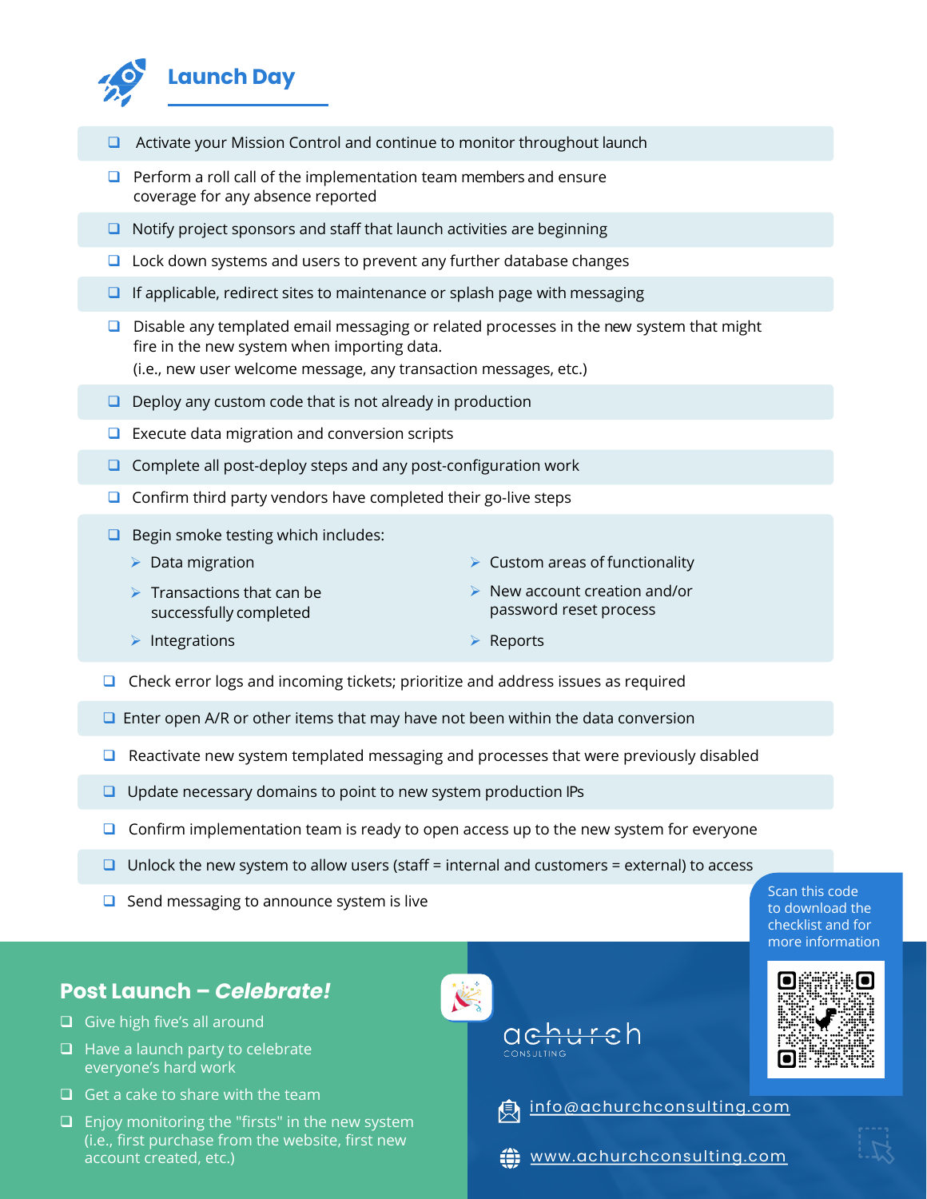## Launch Day

- ❑ Activate your Mission Control and continue to monitor throughout launch
- ❑ Perform a roll call of the implementation team members and ensure coverage for any absence reported
- ❑ Notify project sponsors and staff that launch activities are beginning
- ❑ Lock down systems and users to prevent any further database changes
- ❑ If applicable, redirect sites to maintenance or splash page with messaging
- ❑ Disable any templated email messaging or related processes in the new system that might fire in the new system when importing data.
  (i.e., new user welcome message, any transaction messages, etc.)
- ❑ Deploy any custom code that is not already in production
- ❑ Execute data migration and conversion scripts
- ❑ Complete all post-deploy steps and any post-configuration work
- ❑ Confirm third party vendors have completed their go-live steps
- ❑ Begin smoke testing which includes:
  - Data migration
  - Transactions that can be successfully completed
  - Integrations
  - Custom areas of functionality
  - New account creation and/or password reset process
  - Reports
- ❑ Check error logs and incoming tickets; prioritize and address issues as required
- ❑ Enter open A/R or other items that may have not been within the data conversion
- ❑ Reactivate new system templated messaging and processes that were previously disabled
- ❑ Update necessary domains to point to new system production IPs
- ❑ Confirm implementation team is ready to open access up to the new system for everyone
- ❑ Unlock the new system to allow users (staff = internal and customers = external) to access
- ❑ Send messaging to announce system is live

## Post Launch – *Celebrate!*

- ❑ Give high five's all around
- ❑ Have a launch party to celebrate everyone's hard work
- ❑ Get a cake to share with the team
- ❑ Enjoy monitoring the "firsts" in the new system (i.e., first purchase from the website, first new account created, etc.)

Scan this code to download the checklist and for more information

achurch CONSULTING

info@achurchconsulting.com

www.achurchconsulting.com